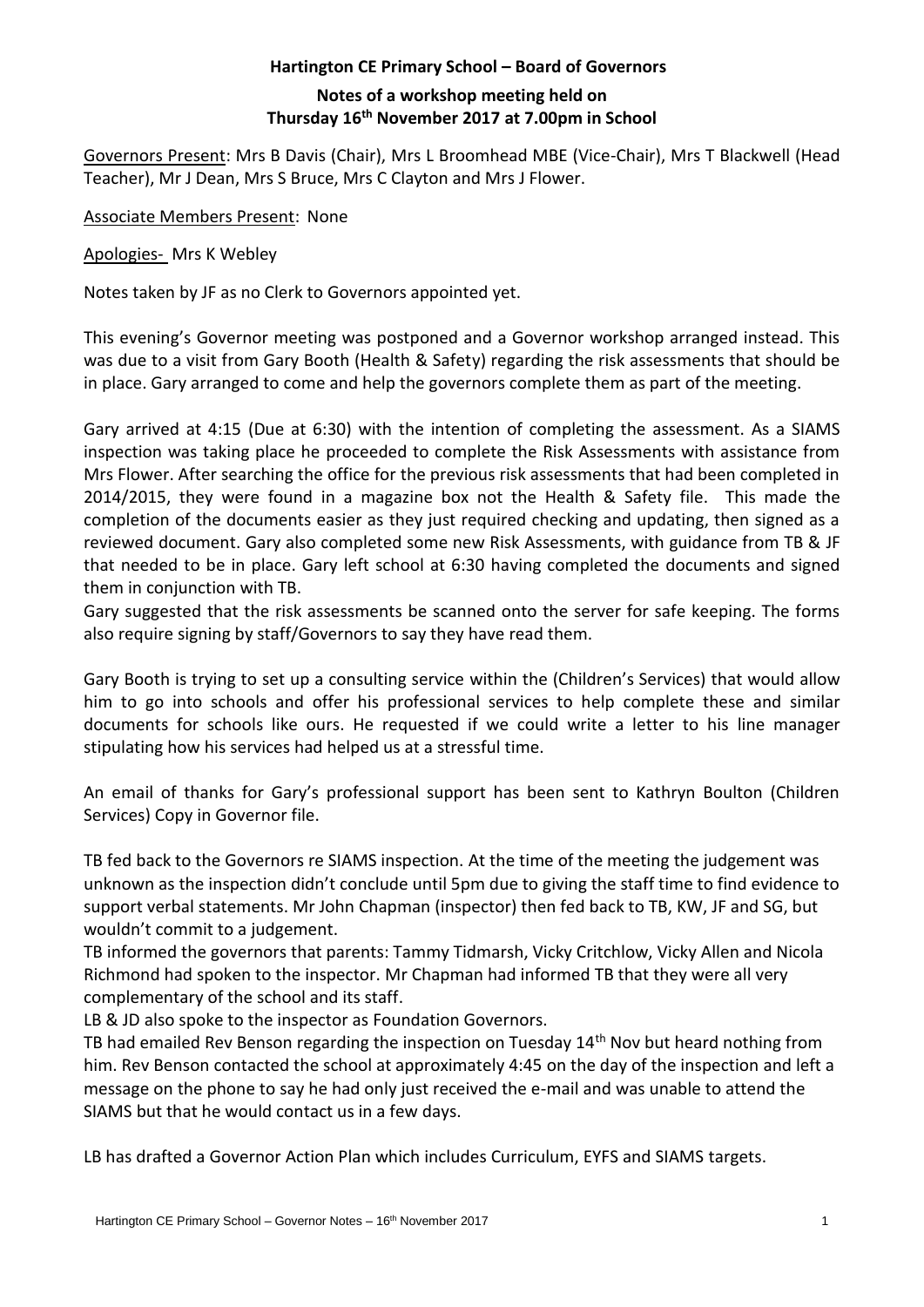**Hartington CE Primary School – Board of Governors**

**Notes of a workshop meeting held on Thursday 16th November 2017 at 7.00pm in School**

Governors Present: Mrs B Davis (Chair), Mrs L Broomhead MBE (Vice-Chair), Mrs T Blackwell (Head Teacher), Mr J Dean, Mrs S Bruce, Mrs C Clayton and Mrs J Flower.

Associate Members Present: None

Apologies- Mrs K Webley

Notes taken by JF as no Clerk to Governors appointed yet.

This evening's Governor meeting was postponed and a Governor workshop arranged instead. This was due to a visit from Gary Booth (Health & Safety) regarding the risk assessments that should be in place. Gary arranged to come and help the governors complete them as part of the meeting.

Gary arrived at 4:15 (Due at 6:30) with the intention of completing the assessment. As a SIAMS inspection was taking place he proceeded to complete the Risk Assessments with assistance from Mrs Flower. After searching the office for the previous risk assessments that had been completed in 2014/2015, they were found in a magazine box not the Health & Safety file. This made the completion of the documents easier as they just required checking and updating, then signed as a reviewed document. Gary also completed some new Risk Assessments, with guidance from TB & JF that needed to be in place. Gary left school at 6:30 having completed the documents and signed them in conjunction with TB.

Gary suggested that the risk assessments be scanned onto the server for safe keeping. The forms also require signing by staff/Governors to say they have read them.

Gary Booth is trying to set up a consulting service within the (Children's Services) that would allow him to go into schools and offer his professional services to help complete these and similar documents for schools like ours. He requested if we could write a letter to his line manager stipulating how his services had helped us at a stressful time.

An email of thanks for Gary's professional support has been sent to Kathryn Boulton (Children Services) Copy in Governor file.

TB fed back to the Governors re SIAMS inspection. At the time of the meeting the judgement was unknown as the inspection didn't conclude until 5pm due to giving the staff time to find evidence to support verbal statements. Mr John Chapman (inspector) then fed back to TB, KW, JF and SG, but wouldn't commit to a judgement.

TB informed the governors that parents: Tammy Tidmarsh, Vicky Critchlow, Vicky Allen and Nicola Richmond had spoken to the inspector. Mr Chapman had informed TB that they were all very complementary of the school and its staff.

LB & JD also spoke to the inspector as Foundation Governors.

TB had emailed Rev Benson regarding the inspection on Tuesday 14th Nov but heard nothing from him. Rev Benson contacted the school at approximately 4:45 on the day of the inspection and left a message on the phone to say he had only just received the e-mail and was unable to attend the SIAMS but that he would contact us in a few days.

LB has drafted a Governor Action Plan which includes Curriculum, EYFS and SIAMS targets.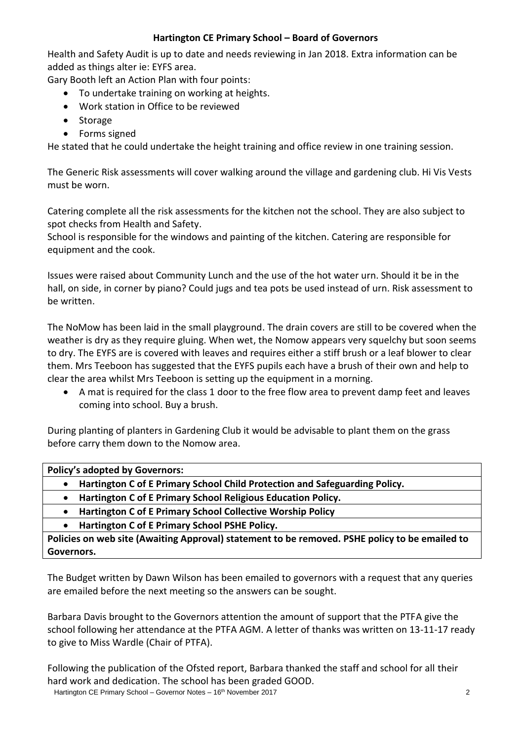Health and Safety Audit is up to date and needs reviewing in Jan 2018. Extra information can be added as things alter ie: EYFS area.

Gary Booth left an Action Plan with four points:

- To undertake training on working at heights.
- Work station in Office to be reviewed
- Storage
- Forms signed

He stated that he could undertake the height training and office review in one training session.

The Generic Risk assessments will cover walking around the village and gardening club. Hi Vis Vests must be worn.

Catering complete all the risk assessments for the kitchen not the school. They are also subject to spot checks from Health and Safety.

School is responsible for the windows and painting of the kitchen. Catering are responsible for equipment and the cook.

Issues were raised about Community Lunch and the use of the hot water urn. Should it be in the hall, on side, in corner by piano? Could jugs and tea pots be used instead of urn. Risk assessment to be written.

The NoMow has been laid in the small playground. The drain covers are still to be covered when the weather is dry as they require gluing. When wet, the Nomow appears very squelchy but soon seems to dry. The EYFS are is covered with leaves and requires either a stiff brush or a leaf blower to clear them. Mrs Teeboon has suggested that the EYFS pupils each have a brush of their own and help to clear the area whilst Mrs Teeboon is setting up the equipment in a morning.

- A mat is required for the class 1 door to the free flow area to prevent damp feet and leaves coming into school. Buy a brush.

During planting of planters in Gardening Club it would be advisable to plant them on the grass before carry them down to the Nomow area.

| **Policy's adopted by Governors:** |
|---|
| • **Hartington C of E Primary School Child Protection and Safeguarding Policy.** |
| • **Hartington C of E Primary School Religious Education Policy.** |
| • **Hartington C of E Primary School Collective Worship Policy** |
| • **Hartington C of E Primary School PSHE Policy.** |
| **Policies on web site (Awaiting Approval) statement to be removed. PSHE policy to be emailed to Governors.** |

The Budget written by Dawn Wilson has been emailed to governors with a request that any queries are emailed before the next meeting so the answers can be sought.

Barbara Davis brought to the Governors attention the amount of support that the PTFA give the school following her attendance at the PTFA AGM. A letter of thanks was written on 13-11-17 ready to give to Miss Wardle (Chair of PTFA).

Following the publication of the Ofsted report, Barbara thanked the staff and school for all their hard work and dedication. The school has been graded GOOD.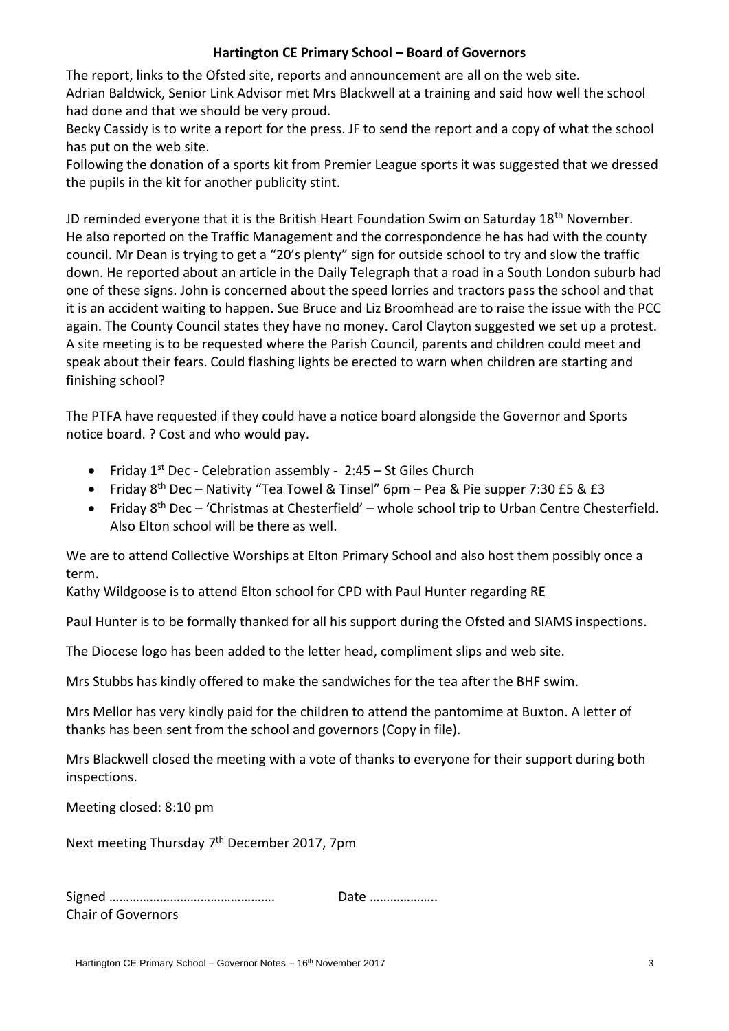**Hartington CE Primary School – Board of Governors**

The report, links to the Ofsted site, reports and announcement are all on the web site.
Adrian Baldwick, Senior Link Advisor met Mrs Blackwell at a training and said how well the school had done and that we should be very proud.
Becky Cassidy is to write a report for the press. JF to send the report and a copy of what the school has put on the web site.
Following the donation of a sports kit from Premier League sports it was suggested that we dressed the pupils in the kit for another publicity stint.

JD reminded everyone that it is the British Heart Foundation Swim on Saturday 18th November. He also reported on the Traffic Management and the correspondence he has had with the county council. Mr Dean is trying to get a "20's plenty" sign for outside school to try and slow the traffic down. He reported about an article in the Daily Telegraph that a road in a South London suburb had one of these signs. John is concerned about the speed lorries and tractors pass the school and that it is an accident waiting to happen. Sue Bruce and Liz Broomhead are to raise the issue with the PCC again. The County Council states they have no money. Carol Clayton suggested we set up a protest. A site meeting is to be requested where the Parish Council, parents and children could meet and speak about their fears. Could flashing lights be erected to warn when children are starting and finishing school?

The PTFA have requested if they could have a notice board alongside the Governor and Sports notice board. ? Cost and who would pay.

- Friday 1st Dec - Celebration assembly - 2:45 – St Giles Church
- Friday 8th Dec – Nativity "Tea Towel & Tinsel" 6pm – Pea & Pie supper 7:30 £5 & £3
- Friday 8th Dec – 'Christmas at Chesterfield' – whole school trip to Urban Centre Chesterfield. Also Elton school will be there as well.

We are to attend Collective Worships at Elton Primary School and also host them possibly once a term.
Kathy Wildgoose is to attend Elton school for CPD with Paul Hunter regarding RE

Paul Hunter is to be formally thanked for all his support during the Ofsted and SIAMS inspections.

The Diocese logo has been added to the letter head, compliment slips and web site.

Mrs Stubbs has kindly offered to make the sandwiches for the tea after the BHF swim.

Mrs Mellor has very kindly paid for the children to attend the pantomime at Buxton. A letter of thanks has been sent from the school and governors (Copy in file).

Mrs Blackwell closed the meeting with a vote of thanks to everyone for their support during both inspections.

Meeting closed: 8:10 pm

Next meeting Thursday 7th December 2017, 7pm

Signed ………………………………………. Date ………………..
Chair of Governors